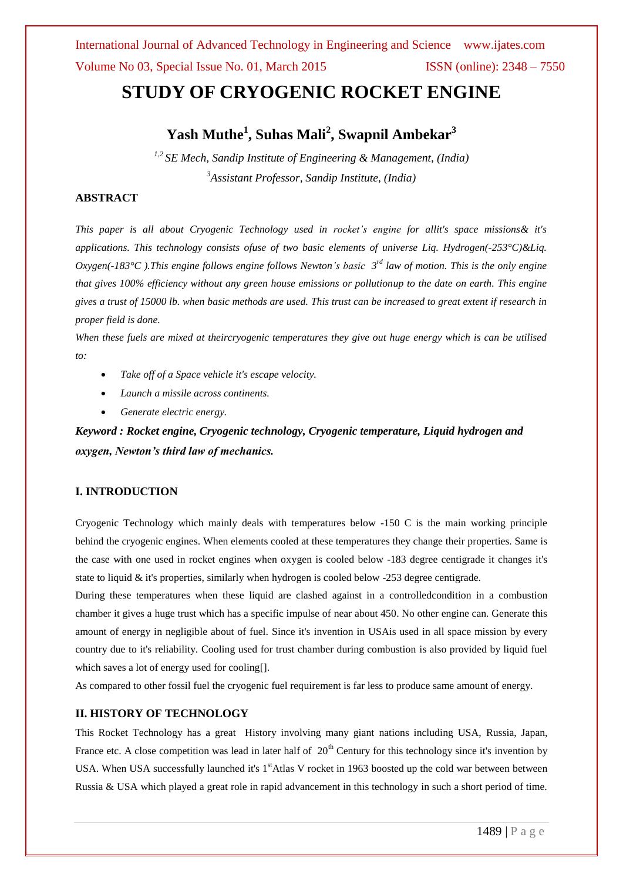# STUDY OF CRYOGENIC ROCKET ENGINE

## Yash Muthe[1], Suhas Mali[2], Swapnil Ambekar[3]

*[1,2] SE Mech, Sandip Institute of Engineering & Management, (India)*

*[3]Assistant Professor, Sandip Institute, (India)*

### ABSTRACT

*This paper is all about Cryogenic Technology used in rocket's engine for allit's space missions& it's applications. This technology consists ofuse of two basic elements of universe Liq. Hydrogen(-253°C)&Liq. Oxygen(-183°C ).This engine follows engine follows Newton's basic 3rd law of motion. This is the only engine that gives 100% efficiency without any green house emissions or pollutionup to the date on earth. This engine gives a trust of 15000 lb. when basic methods are used. This trust can be increased to great extent if research in proper field is done.*

*When these fuels are mixed at theircryogenic temperatures they give out huge energy which is can be utilised to:*

- *Take off of a Space vehicle it's escape velocity.*
- *Launch a missile across continents.*
- *Generate electric energy.*

***Keyword : Rocket engine, Cryogenic technology, Cryogenic temperature, Liquid hydrogen and oxygen, Newton's third law of mechanics.***

### I. INTRODUCTION

Cryogenic Technology which mainly deals with temperatures below -150 C is the main working principle behind the cryogenic engines. When elements cooled at these temperatures they change their properties. Same is the case with one used in rocket engines when oxygen is cooled below -183 degree centigrade it changes it's state to liquid & it's properties, similarly when hydrogen is cooled below -253 degree centigrade.

During these temperatures when these liquid are clashed against in a controlledcondition in a combustion chamber it gives a huge trust which has a specific impulse of near about 450. No other engine can. Generate this amount of energy in negligible about of fuel. Since it's invention in USAis used in all space mission by every country due to it's reliability. Cooling used for trust chamber during combustion is also provided by liquid fuel which saves a lot of energy used for cooling[].

As compared to other fossil fuel the cryogenic fuel requirement is far less to produce same amount of energy.

### II. HISTORY OF TECHNOLOGY

This Rocket Technology has a great History involving many giant nations including USA, Russia, Japan, France etc. A close competition was lead in later half of 20th Century for this technology since it's invention by USA. When USA successfully launched it's 1st Atlas V rocket in 1963 boosted up the cold war between between Russia & USA which played a great role in rapid advancement in this technology in such a short period of time.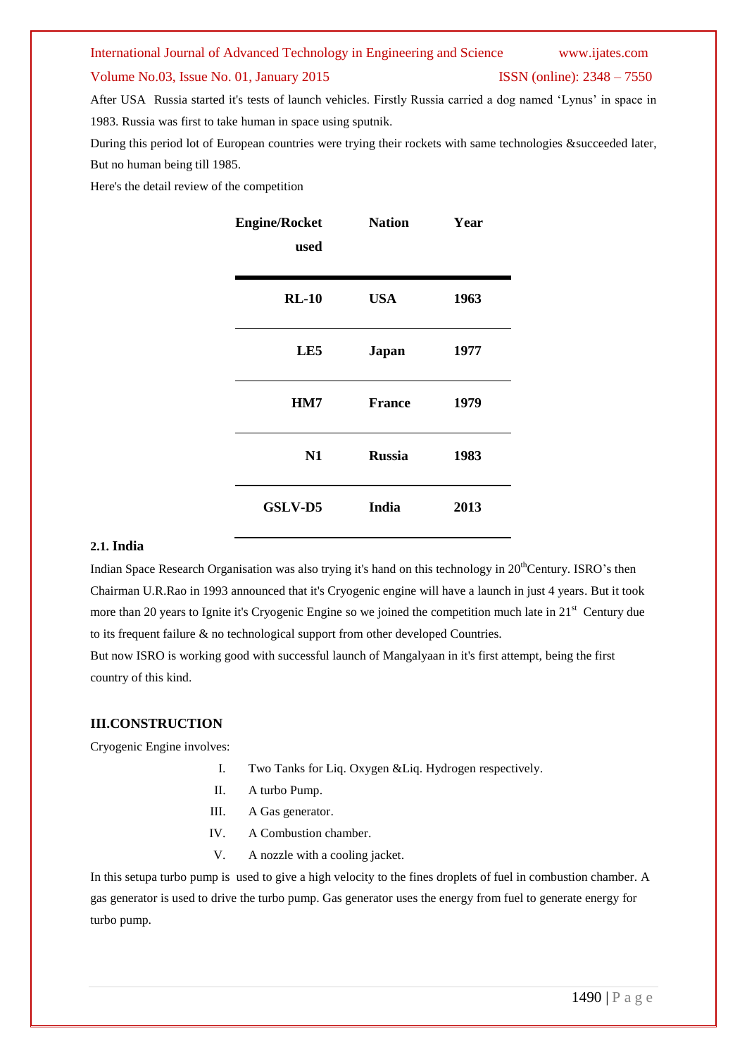After USA  Russia started it's tests of launch vehicles. Firstly Russia carried a dog named 'Lynus' in space in 1983. Russia was first to take human in space using sputnik.

During this period lot of European countries were trying their rockets with same technologies &succeeded later, But no human being till 1985.

Here's the detail review of the competition

| **Engine/Rocket used** | **Nation** | **Year** |
|---|---|---|
| **RL-10** | **USA** | **1963** |
| **LE5** | **Japan** | **1977** |
| **HM7** | **France** | **1979** |
| **N1** | **Russia** | **1983** |
| **GSLV-D5** | **India** | **2013** |

### 2.1. India

Indian Space Research Organisation was also trying it's hand on this technology in 20th Century. ISRO's then Chairman U.R.Rao in 1993 announced that it's Cryogenic engine will have a launch in just 4 years. But it took more than 20 years to Ignite it's Cryogenic Engine so we joined the competition much late in 21st Century due to its frequent failure & no technological support from other developed Countries.

But now ISRO is working good with successful launch of Mangalyaan in it's first attempt, being the first country of this kind.

## III.CONSTRUCTION

Cryogenic Engine involves:

I. Two Tanks for Liq. Oxygen &Liq. Hydrogen respectively.
II. A turbo Pump.
III. A Gas generator.
IV. A Combustion chamber.
V. A nozzle with a cooling jacket.

In this setupa turbo pump is  used to give a high velocity to the fines droplets of fuel in combustion chamber. A gas generator is used to drive the turbo pump. Gas generator uses the energy from fuel to generate energy for turbo pump.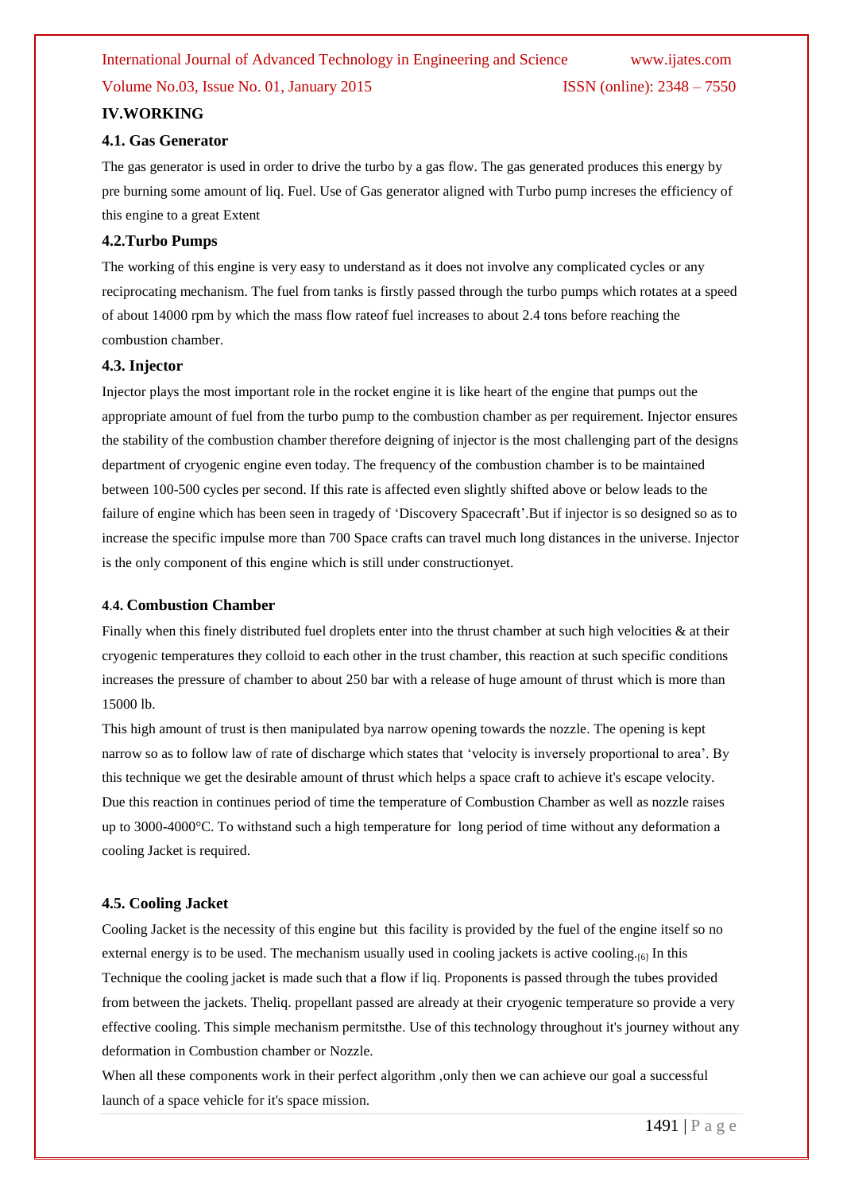## IV.WORKING

### 4.1. Gas Generator

The gas generator is used in order to drive the turbo by a gas flow. The gas generated produces this energy by pre burning some amount of liq. Fuel. Use of Gas generator aligned with Turbo pump increses the efficiency of this engine to a great Extent

### 4.2.Turbo Pumps

The working of this engine is very easy to understand as it does not involve any complicated cycles or any reciprocating mechanism. The fuel from tanks is firstly passed through the turbo pumps which rotates at a speed of about 14000 rpm by which the mass flow rateof fuel increases to about 2.4 tons before reaching the combustion chamber.

### 4.3. Injector

Injector plays the most important role in the rocket engine it is like heart of the engine that pumps out the appropriate amount of fuel from the turbo pump to the combustion chamber as per requirement. Injector ensures the stability of the combustion chamber therefore deigning of injector is the most challenging part of the designs department of cryogenic engine even today. The frequency of the combustion chamber is to be maintained between 100-500 cycles per second. If this rate is affected even slightly shifted above or below leads to the failure of engine which has been seen in tragedy of 'Discovery Spacecraft'.But if injector is so designed so as to increase the specific impulse more than 700 Space crafts can travel much long distances in the universe. Injector is the only component of this engine which is still under constructionyet.

### 4.4. Combustion Chamber

Finally when this finely distributed fuel droplets enter into the thrust chamber at such high velocities & at their cryogenic temperatures they colloid to each other in the trust chamber, this reaction at such specific conditions increases the pressure of chamber to about 250 bar with a release of huge amount of thrust which is more than 15000 lb.

This high amount of trust is then manipulated bya narrow opening towards the nozzle. The opening is kept narrow so as to follow law of rate of discharge which states that 'velocity is inversely proportional to area'. By this technique we get the desirable amount of thrust which helps a space craft to achieve it's escape velocity. Due this reaction in continues period of time the temperature of Combustion Chamber as well as nozzle raises up to 3000-4000°C. To withstand such a high temperature for long period of time without any deformation a cooling Jacket is required.

### 4.5. Cooling Jacket

Cooling Jacket is the necessity of this engine but this facility is provided by the fuel of the engine itself so no external energy is to be used. The mechanism usually used in cooling jackets is active cooling.[6] In this Technique the cooling jacket is made such that a flow if liq. Proponents is passed through the tubes provided from between the jackets. Theliq. propellant passed are already at their cryogenic temperature so provide a very effective cooling. This simple mechanism permitsthe. Use of this technology throughout it's journey without any deformation in Combustion chamber or Nozzle.

When all these components work in their perfect algorithm ,only then we can achieve our goal a successful launch of a space vehicle for it's space mission.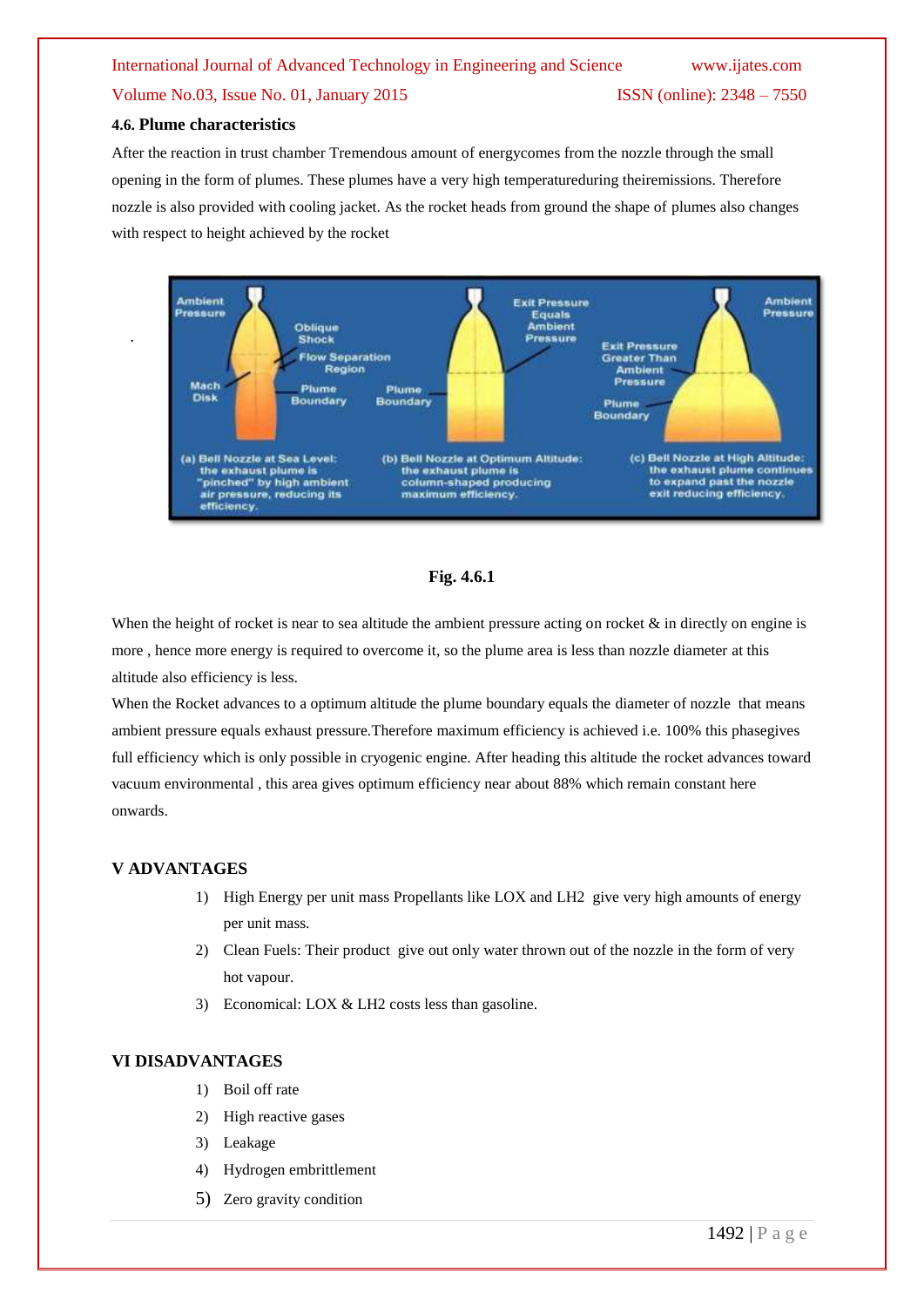### 4.6. Plume characteristics

After the reaction in trust chamber Tremendous amount of energycomes from the nozzle through the small opening in the form of plumes. These plumes have a very high temperatureduring theiremissions. Therefore nozzle is also provided with cooling jacket. As the rocket heads from ground the shape of plumes also changes with respect to height achieved by the rocket

**Fig. 4.6.1**

When the height of rocket is near to sea altitude the ambient pressure acting on rocket & in directly on engine is more , hence more energy is required to overcome it, so the plume area is less than nozzle diameter at this altitude also efficiency is less.

When the Rocket advances to a optimum altitude the plume boundary equals the diameter of nozzle that means ambient pressure equals exhaust pressure.Therefore maximum efficiency is achieved i.e. 100% this phasegives full efficiency which is only possible in cryogenic engine. After heading this altitude the rocket advances toward vacuum environmental , this area gives optimum efficiency near about 88% which remain constant here onwards.

## V ADVANTAGES

1) High Energy per unit mass Propellants like LOX and LH2 give very high amounts of energy per unit mass.
2) Clean Fuels: Their product give out only water thrown out of the nozzle in the form of very hot vapour.
3) Economical: LOX & LH2 costs less than gasoline.

## VI DISADVANTAGES

1) Boil off rate
2) High reactive gases
3) Leakage
4) Hydrogen embrittlement
5) Zero gravity condition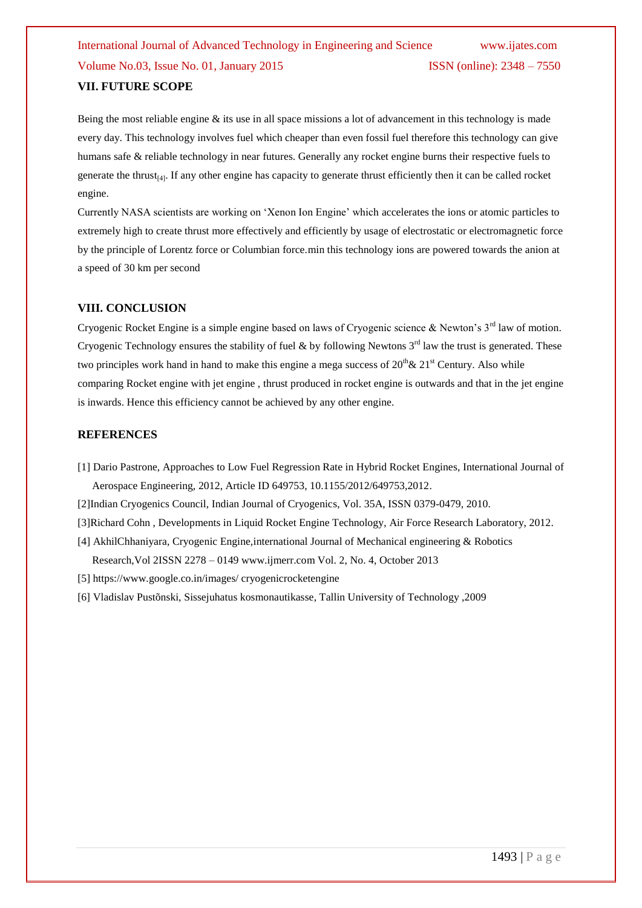## VII. FUTURE SCOPE

Being the most reliable engine & its use in all space missions a lot of advancement in this technology is made every day. This technology involves fuel which cheaper than even fossil fuel therefore this technology can give humans safe & reliable technology in near futures. Generally any rocket engine burns their respective fuels to generate the thrust[4]. If any other engine has capacity to generate thrust efficiently then it can be called rocket engine.

Currently NASA scientists are working on 'Xenon Ion Engine' which accelerates the ions or atomic particles to extremely high to create thrust more effectively and efficiently by usage of electrostatic or electromagnetic force by the principle of Lorentz force or Columbian force.min this technology ions are powered towards the anion at a speed of 30 km per second

## VIII. CONCLUSION

Cryogenic Rocket Engine is a simple engine based on laws of Cryogenic science & Newton's 3rd law of motion. Cryogenic Technology ensures the stability of fuel & by following Newtons 3rd law the trust is generated. These two principles work hand in hand to make this engine a mega success of 20th& 21st Century. Also while comparing Rocket engine with jet engine , thrust produced in rocket engine is outwards and that in the jet engine is inwards. Hence this efficiency cannot be achieved by any other engine.

## REFERENCES

[1] Dario Pastrone, Approaches to Low Fuel Regression Rate in Hybrid Rocket Engines, International Journal of Aerospace Engineering, 2012, Article ID 649753, 10.1155/2012/649753,2012.

[2]Indian Cryogenics Council, Indian Journal of Cryogenics, Vol. 35A, ISSN 0379-0479, 2010.

[3]Richard Cohn , Developments in Liquid Rocket Engine Technology, Air Force Research Laboratory, 2012.

[4] AkhilChhaniyara, Cryogenic Engine,international Journal of Mechanical engineering & Robotics Research,Vol 2ISSN 2278 – 0149 www.ijmerr.com Vol. 2, No. 4, October 2013

[5] https://www.google.co.in/images/ cryogenicrocketengine

[6] Vladislav Pustõnski, Sissejuhatus kosmonautikasse, Tallin University of Technology ,2009